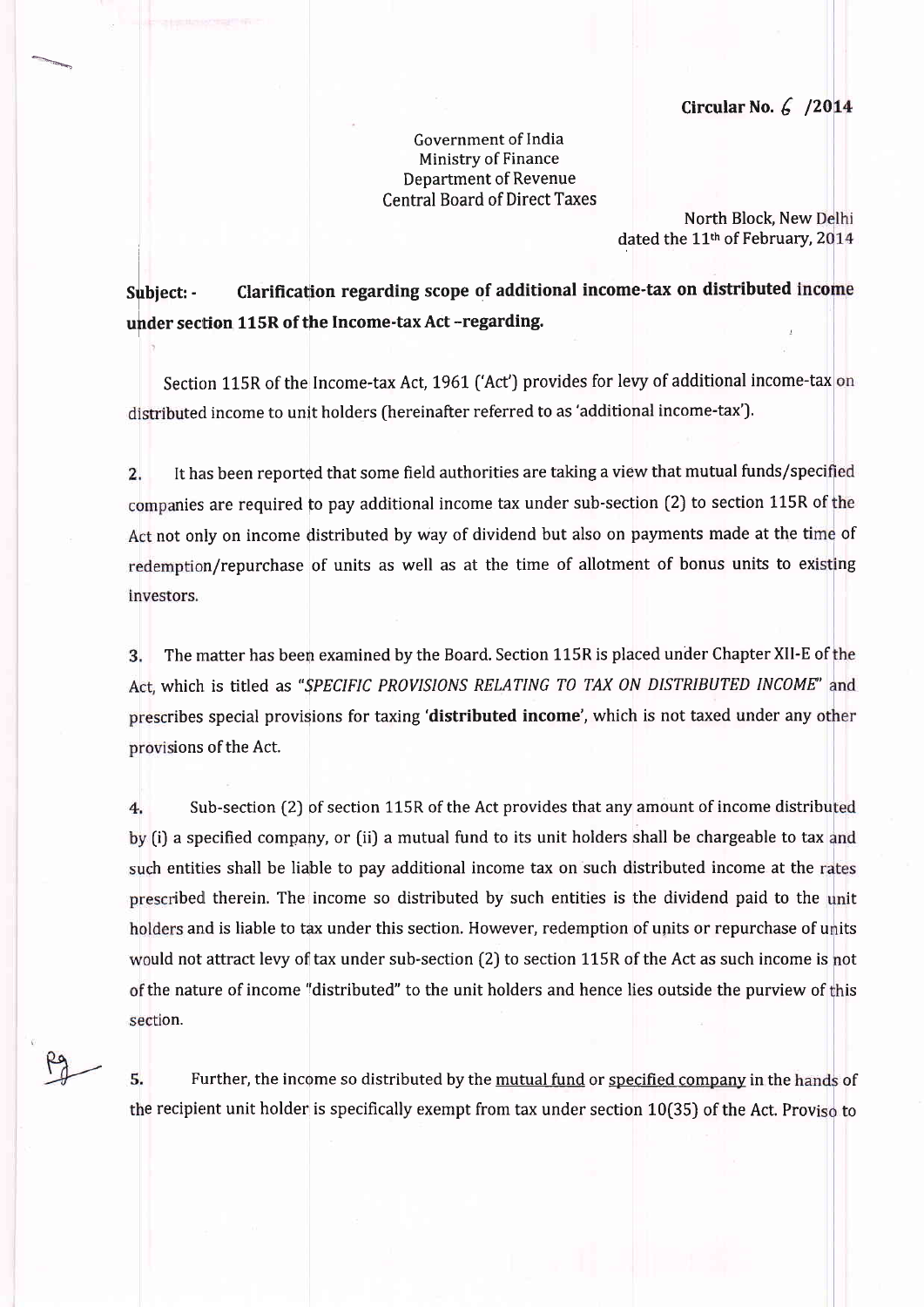**Circular No. 6 /2014**

Government of India
Ministry of Finance
Department of Revenue
Central Board of Direct Taxes

North Block, New Delhi
dated the 11th of February, 2014

**Subject: - Clarification regarding scope of additional income-tax on distributed income under section 115R of the Income-tax Act –regarding.**

Section 115R of the Income-tax Act, 1961 ('Act') provides for levy of additional income-tax on distributed income to unit holders (hereinafter referred to as 'additional income-tax').

2. It has been reported that some field authorities are taking a view that mutual funds/specified companies are required to pay additional income tax under sub-section (2) to section 115R of the Act not only on income distributed by way of dividend but also on payments made at the time of redemption/repurchase of units as well as at the time of allotment of bonus units to existing investors.

3. The matter has been examined by the Board. Section 115R is placed under Chapter XII-E of the Act, which is titled as "*SPECIFIC PROVISIONS RELATING TO TAX ON DISTRIBUTED INCOME*" and prescribes special provisions for taxing '**distributed income**', which is not taxed under any other provisions of the Act.

4. Sub-section (2) of section 115R of the Act provides that any amount of income distributed by (i) a specified company, or (ii) a mutual fund to its unit holders shall be chargeable to tax and such entities shall be liable to pay additional income tax on such distributed income at the rates prescribed therein. The income so distributed by such entities is the dividend paid to the unit holders and is liable to tax under this section. However, redemption of units or repurchase of units would not attract levy of tax under sub-section (2) to section 115R of the Act as such income is not of the nature of income "distributed" to the unit holders and hence lies outside the purview of this section.

5. Further, the income so distributed by the mutual fund or specified company in the hands of the recipient unit holder is specifically exempt from tax under section 10(35) of the Act. Proviso to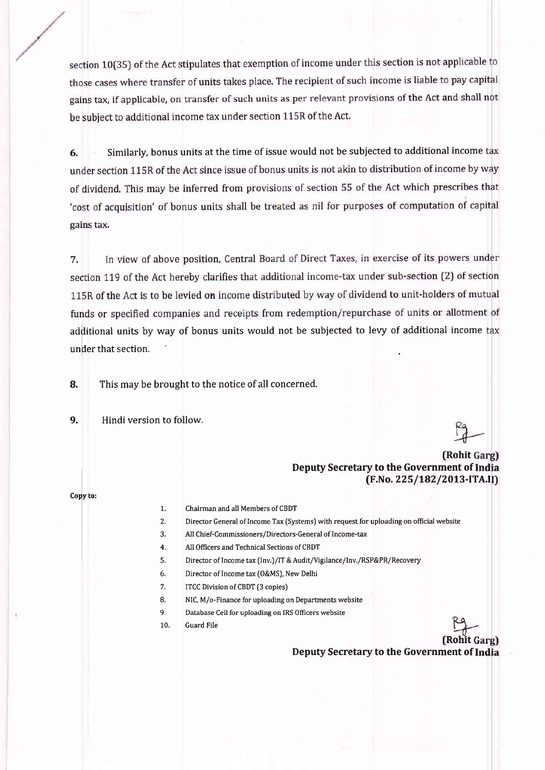section 10(35) of the Act stipulates that exemption of income under this section is not applicable to those cases where transfer of units takes place. The recipient of such income is liable to pay capital gains tax, if applicable, on transfer of such units as per relevant provisions of the Act and shall not be subject to additional income tax under section 115R of the Act.

**6.** Similarly, bonus units at the time of issue would not be subjected to additional income tax under section 115R of the Act since issue of bonus units is not akin to distribution of income by way of dividend. This may be inferred from provisions of section 55 of the Act which prescribes that 'cost of acquisition' of bonus units shall be treated as nil for purposes of computation of capital gains tax.

**7.** In view of above position, Central Board of Direct Taxes, in exercise of its powers under section 119 of the Act hereby clarifies that additional income-tax under sub-section (2) of section 115R of the Act is to be levied on income distributed by way of dividend to unit-holders of mutual funds or specified companies and receipts from redemption/repurchase of units or allotment of additional units by way of bonus units would not be subjected to levy of additional income tax under that section.

**8.** This may be brought to the notice of all concerned.

**9.** Hindi version to follow.

**(Rohit Garg)**
**Deputy Secretary to the Government of India**
**(F.No. 225/182/2013-ITA.II)**

**Copy to:**

1. Chairman and all Members of CBDT
2. Director General of Income Tax (Systems) with request for uploading on official website
3. All Chief-Commissioners/Directors-General of Income-tax
4. All Officers and Technical Sections of CBDT
5. Director of Income tax (Inv.)/IT & Audit/Vigilance/Inv./RSP&PR/Recovery
6. Director of Income tax (O&MS), New Delhi
7. ITCC Division of CBDT (3 copies)
8. NIC, M/o-Finance for uploading on Departments website
9. Database Cell for uploading on IRS Officers website
10. Guard File

**(Rohit Garg)**
**Deputy Secretary to the Government of India**